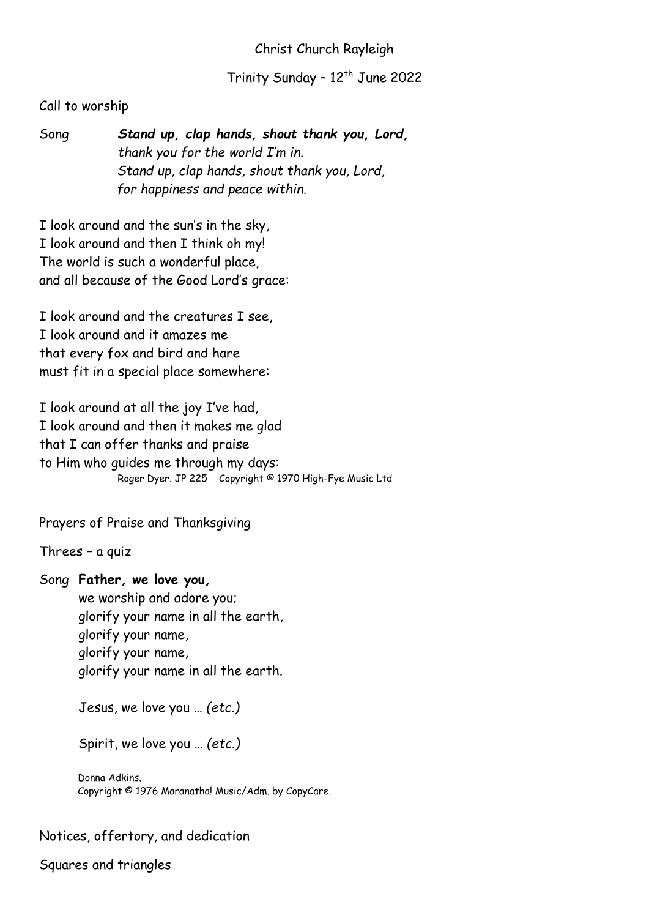# Christ Church Rayleigh

## Trinity Sunday – 12th June 2022

Call to worship

Song ***Stand up, clap hands, shout thank you, Lord,***
*thank you for the world I'm in.*
*Stand up, clap hands, shout thank you, Lord,*
*for happiness and peace within.*

I look around and the sun's in the sky,
I look around and then I think oh my!
The world is such a wonderful place,
and all because of the Good Lord's grace:

I look around and the creatures I see,
I look around and it amazes me
that every fox and bird and hare
must fit in a special place somewhere:

I look around at all the joy I've had,
I look around and then it makes me glad
that I can offer thanks and praise
to Him who guides me through my days:

Roger Dyer. JP 225 Copyright © 1970 High-Fye Music Ltd

Prayers of Praise and Thanksgiving

Threes – a quiz

Song **Father, we love you,**
we worship and adore you;
glorify your name in all the earth,
glorify your name,
glorify your name,
glorify your name in all the earth.

Jesus, we love you … *(etc.)*

Spirit, we love you … *(etc.)*

Donna Adkins.
Copyright © 1976 Maranatha! Music/Adm. by CopyCare.

Notices, offertory, and dedication

Squares and triangles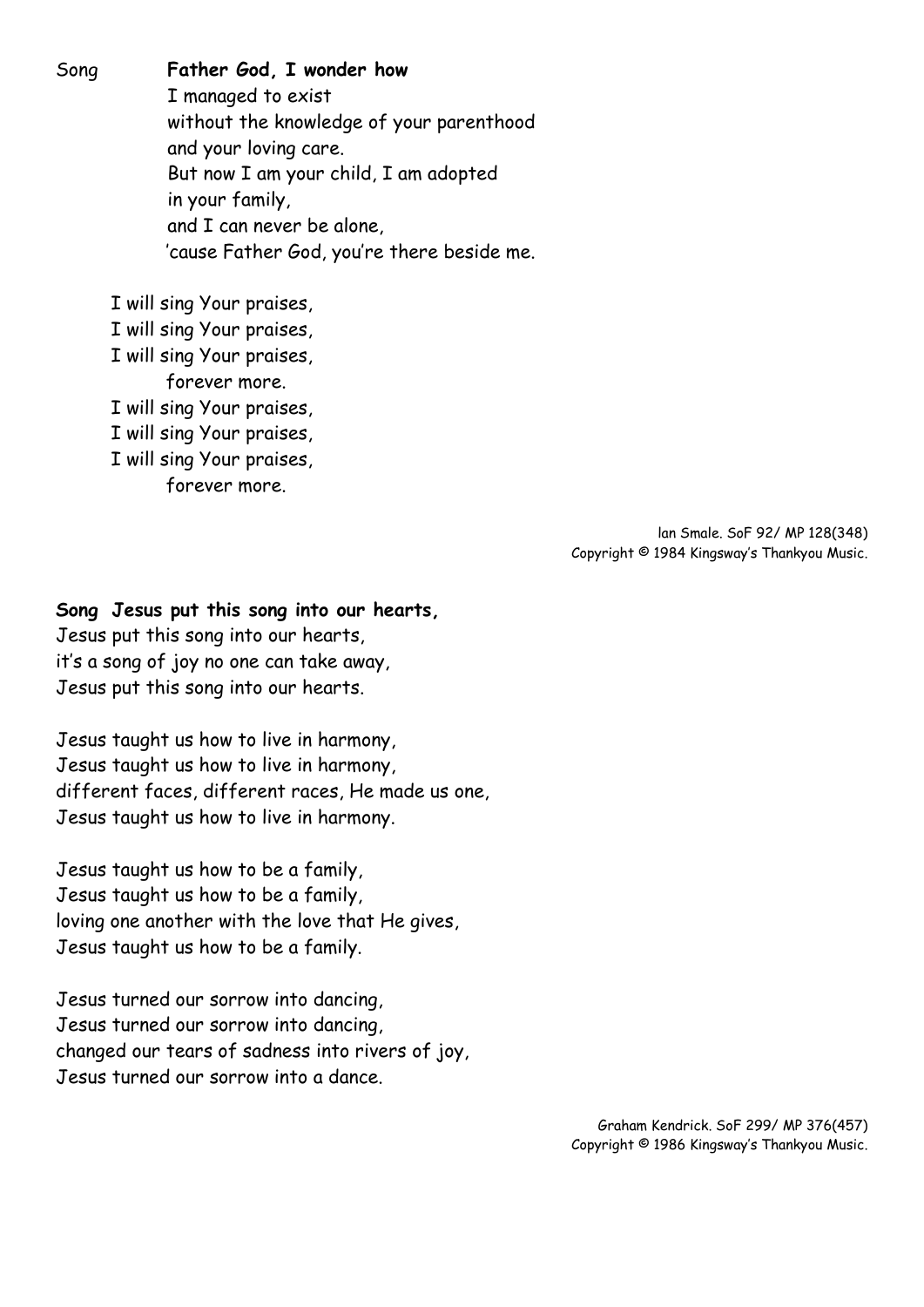Song **Father God, I wonder how**

I managed to exist
without the knowledge of your parenthood
and your loving care.
But now I am your child, I am adopted
in your family,
and I can never be alone,
'cause Father God, you're there beside me.

I will sing Your praises,
I will sing Your praises,
I will sing Your praises,
forever more.
I will sing Your praises,
I will sing Your praises,
I will sing Your praises,
forever more.

Ian Smale. SoF 92/ MP 128(348)
Copyright © 1984 Kingsway's Thankyou Music.

**Song Jesus put this song into our hearts,**

Jesus put this song into our hearts,
it's a song of joy no one can take away,
Jesus put this song into our hearts.

Jesus taught us how to live in harmony,
Jesus taught us how to live in harmony,
different faces, different races, He made us one,
Jesus taught us how to live in harmony.

Jesus taught us how to be a family,
Jesus taught us how to be a family,
loving one another with the love that He gives,
Jesus taught us how to be a family.

Jesus turned our sorrow into dancing,
Jesus turned our sorrow into dancing,
changed our tears of sadness into rivers of joy,
Jesus turned our sorrow into a dance.

Graham Kendrick. SoF 299/ MP 376(457)
Copyright © 1986 Kingsway's Thankyou Music.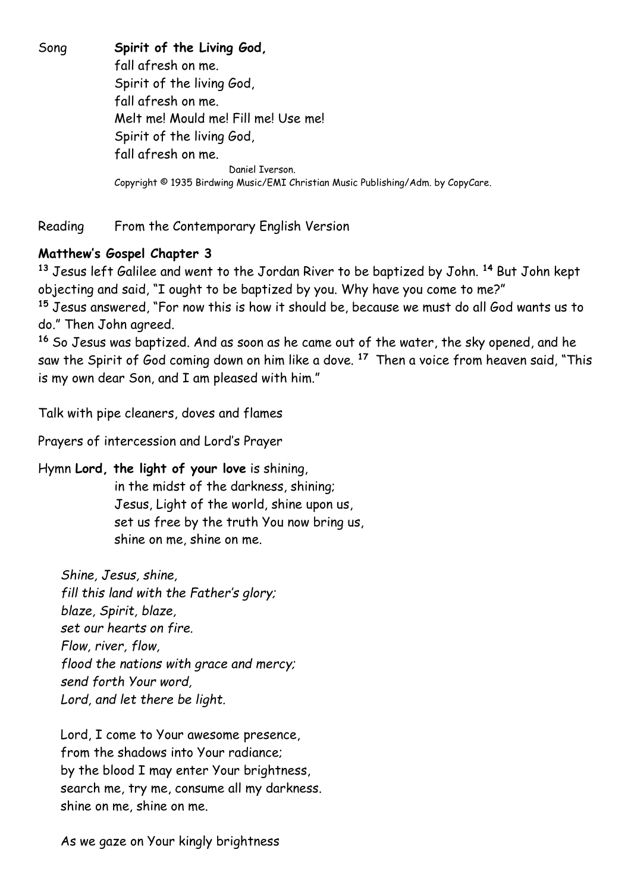Song **Spirit of the Living God,**
fall afresh on me.
Spirit of the living God,
fall afresh on me.
Melt me! Mould me! Fill me! Use me!
Spirit of the living God,
fall afresh on me.

Daniel Iverson.
Copyright © 1935 Birdwing Music/EMI Christian Music Publishing/Adm. by CopyCare.

Reading From the Contemporary English Version

**Matthew's Gospel Chapter 3**

[13] Jesus left Galilee and went to the Jordan River to be baptized by John. [14] But John kept objecting and said, "I ought to be baptized by you. Why have you come to me?"
[15] Jesus answered, "For now this is how it should be, because we must do all God wants us to do." Then John agreed.
[16] So Jesus was baptized. And as soon as he came out of the water, the sky opened, and he saw the Spirit of God coming down on him like a dove. [17] Then a voice from heaven said, "This is my own dear Son, and I am pleased with him."

Talk with pipe cleaners, doves and flames

Prayers of intercession and Lord's Prayer

Hymn **Lord, the light of your love** is shining,
in the midst of the darkness, shining;
Jesus, Light of the world, shine upon us,
set us free by the truth You now bring us,
shine on me, shine on me.

*Shine, Jesus, shine,*
*fill this land with the Father's glory;*
*blaze, Spirit, blaze,*
*set our hearts on fire.*
*Flow, river, flow,*
*flood the nations with grace and mercy;*
*send forth Your word,*
*Lord, and let there be light.*

Lord, I come to Your awesome presence,
from the shadows into Your radiance;
by the blood I may enter Your brightness,
search me, try me, consume all my darkness.
shine on me, shine on me.

As we gaze on Your kingly brightness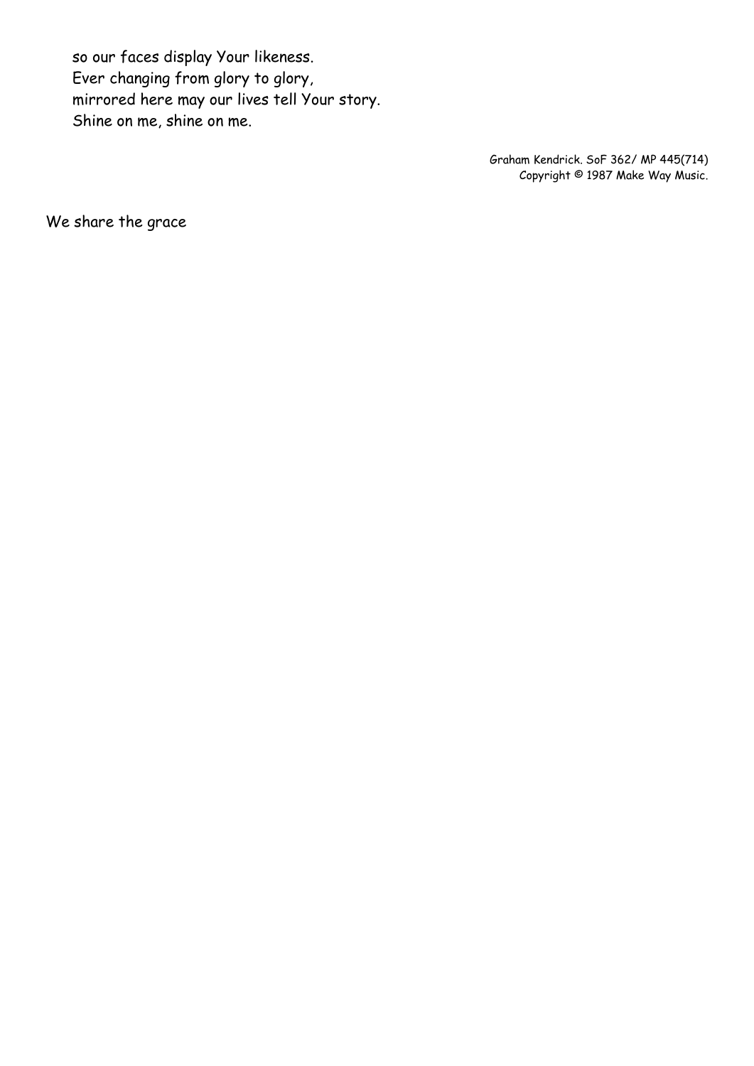so our faces display Your likeness.
Ever changing from glory to glory,
mirrored here may our lives tell Your story.
Shine on me, shine on me.

Graham Kendrick. SoF 362/ MP 445(714)
Copyright © 1987 Make Way Music.

We share the grace